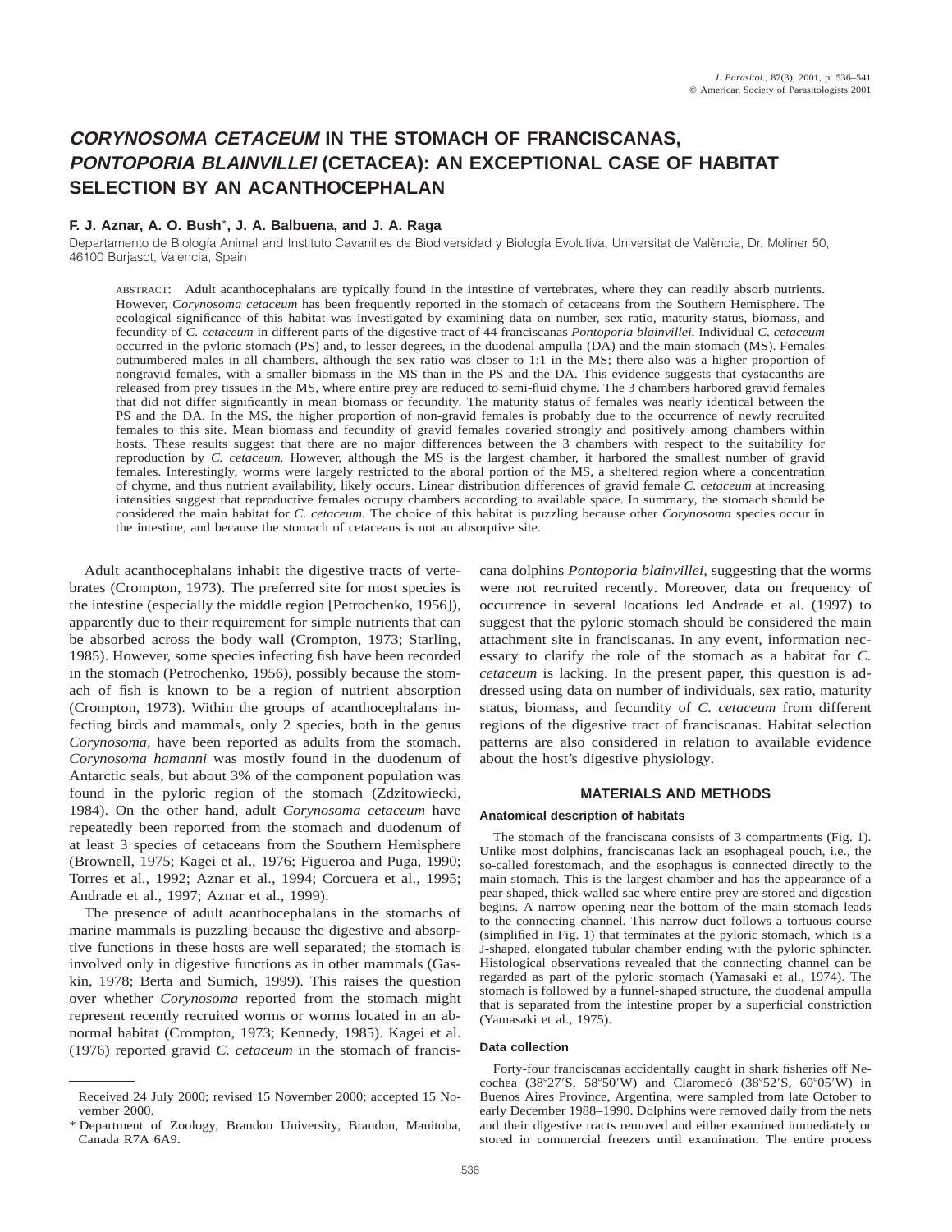# *CORYNOSOMA CETACEUM* IN THE STOMACH OF FRANCISCANAS, *PONTOPORIA BLAINVILLEI* (CETACEA): AN EXCEPTIONAL CASE OF HABITAT SELECTION BY AN ACANTHOCEPHALAN

**F. J. Aznar, A. O. Bush*, J. A. Balbuena, and J. A. Raga**

Departamento de Biología Animal and Instituto Cavanilles de Biodiversidad y Biología Evolutiva, Universitat de València, Dr. Moliner 50, 46100 Burjasot, Valencia, Spain

ABSTRACT: Adult acanthocephalans are typically found in the intestine of vertebrates, where they can readily absorb nutrients. However, *Corynosoma cetaceum* has been frequently reported in the stomach of cetaceans from the Southern Hemisphere. The ecological significance of this habitat was investigated by examining data on number, sex ratio, maturity status, biomass, and fecundity of *C. cetaceum* in different parts of the digestive tract of 44 franciscanas *Pontoporia blainvillei.* Individual *C. cetaceum* occurred in the pyloric stomach (PS) and, to lesser degrees, in the duodenal ampulla (DA) and the main stomach (MS). Females outnumbered males in all chambers, although the sex ratio was closer to 1:1 in the MS; there also was a higher proportion of nongravid females, with a smaller biomass in the MS than in the PS and the DA. This evidence suggests that cystacanths are released from prey tissues in the MS, where entire prey are reduced to semi-fluid chyme. The 3 chambers harbored gravid females that did not differ significantly in mean biomass or fecundity. The maturity status of females was nearly identical between the PS and the DA. In the MS, the higher proportion of non-gravid females is probably due to the occurrence of newly recruited females to this site. Mean biomass and fecundity of gravid females covaried strongly and positively among chambers within hosts. These results suggest that there are no major differences between the 3 chambers with respect to the suitability for reproduction by *C. cetaceum.* However, although the MS is the largest chamber, it harbored the smallest number of gravid females. Interestingly, worms were largely restricted to the aboral portion of the MS, a sheltered region where a concentration of chyme, and thus nutrient availability, likely occurs. Linear distribution differences of gravid female *C. cetaceum* at increasing intensities suggest that reproductive females occupy chambers according to available space. In summary, the stomach should be considered the main habitat for *C. cetaceum.* The choice of this habitat is puzzling because other *Corynosoma* species occur in the intestine, and because the stomach of cetaceans is not an absorptive site.

Adult acanthocephalans inhabit the digestive tracts of vertebrates (Crompton, 1973). The preferred site for most species is the intestine (especially the middle region [Petrochenko, 1956]), apparently due to their requirement for simple nutrients that can be absorbed across the body wall (Crompton, 1973; Starling, 1985). However, some species infecting fish have been recorded in the stomach (Petrochenko, 1956), possibly because the stomach of fish is known to be a region of nutrient absorption (Crompton, 1973). Within the groups of acanthocephalans infecting birds and mammals, only 2 species, both in the genus *Corynosoma,* have been reported as adults from the stomach. *Corynosoma hamanni* was mostly found in the duodenum of Antarctic seals, but about 3% of the component population was found in the pyloric region of the stomach (Zdzitowiecki, 1984). On the other hand, adult *Corynosoma cetaceum* have repeatedly been reported from the stomach and duodenum of at least 3 species of cetaceans from the Southern Hemisphere (Brownell, 1975; Kagei et al., 1976; Figueroa and Puga, 1990; Torres et al., 1992; Aznar et al., 1994; Corcuera et al., 1995; Andrade et al., 1997; Aznar et al., 1999).

The presence of adult acanthocephalans in the stomachs of marine mammals is puzzling because the digestive and absorptive functions in these hosts are well separated; the stomach is involved only in digestive functions as in other mammals (Gaskin, 1978; Berta and Sumich, 1999). This raises the question over whether *Corynosoma* reported from the stomach might represent recently recruited worms or worms located in an abnormal habitat (Crompton, 1973; Kennedy, 1985). Kagei et al. (1976) reported gravid *C. cetaceum* in the stomach of franciscana dolphins *Pontoporia blainvillei,* suggesting that the worms were not recruited recently. Moreover, data on frequency of occurrence in several locations led Andrade et al. (1997) to suggest that the pyloric stomach should be considered the main attachment site in franciscanas. In any event, information necessary to clarify the role of the stomach as a habitat for *C. cetaceum* is lacking. In the present paper, this question is addressed using data on number of individuals, sex ratio, maturity status, biomass, and fecundity of *C. cetaceum* from different regions of the digestive tract of franciscanas. Habitat selection patterns are also considered in relation to available evidence about the host's digestive physiology.

## MATERIALS AND METHODS

### Anatomical description of habitats

The stomach of the franciscana consists of 3 compartments (Fig. 1). Unlike most dolphins, franciscanas lack an esophageal pouch, i.e., the so-called forestomach, and the esophagus is connected directly to the main stomach. This is the largest chamber and has the appearance of a pear-shaped, thick-walled sac where entire prey are stored and digestion begins. A narrow opening near the bottom of the main stomach leads to the connecting channel. This narrow duct follows a tortuous course (simplified in Fig. 1) that terminates at the pyloric stomach, which is a J-shaped, elongated tubular chamber ending with the pyloric sphincter. Histological observations revealed that the connecting channel can be regarded as part of the pyloric stomach (Yamasaki et al., 1974). The stomach is followed by a funnel-shaped structure, the duodenal ampulla that is separated from the intestine proper by a superficial constriction (Yamasaki et al., 1975).

### Data collection

Forty-four franciscanas accidentally caught in shark fisheries off Necochea (38°27′S, 58°50′W) and Claromecó (38°52′S, 60°05′W) in Buenos Aires Province, Argentina, were sampled from late October to early December 1988–1990. Dolphins were removed daily from the nets and their digestive tracts removed and either examined immediately or stored in commercial freezers until examination. The entire process

---

Received 24 July 2000; revised 15 November 2000; accepted 15 November 2000.

* Department of Zoology, Brandon University, Brandon, Manitoba, Canada R7A 6A9.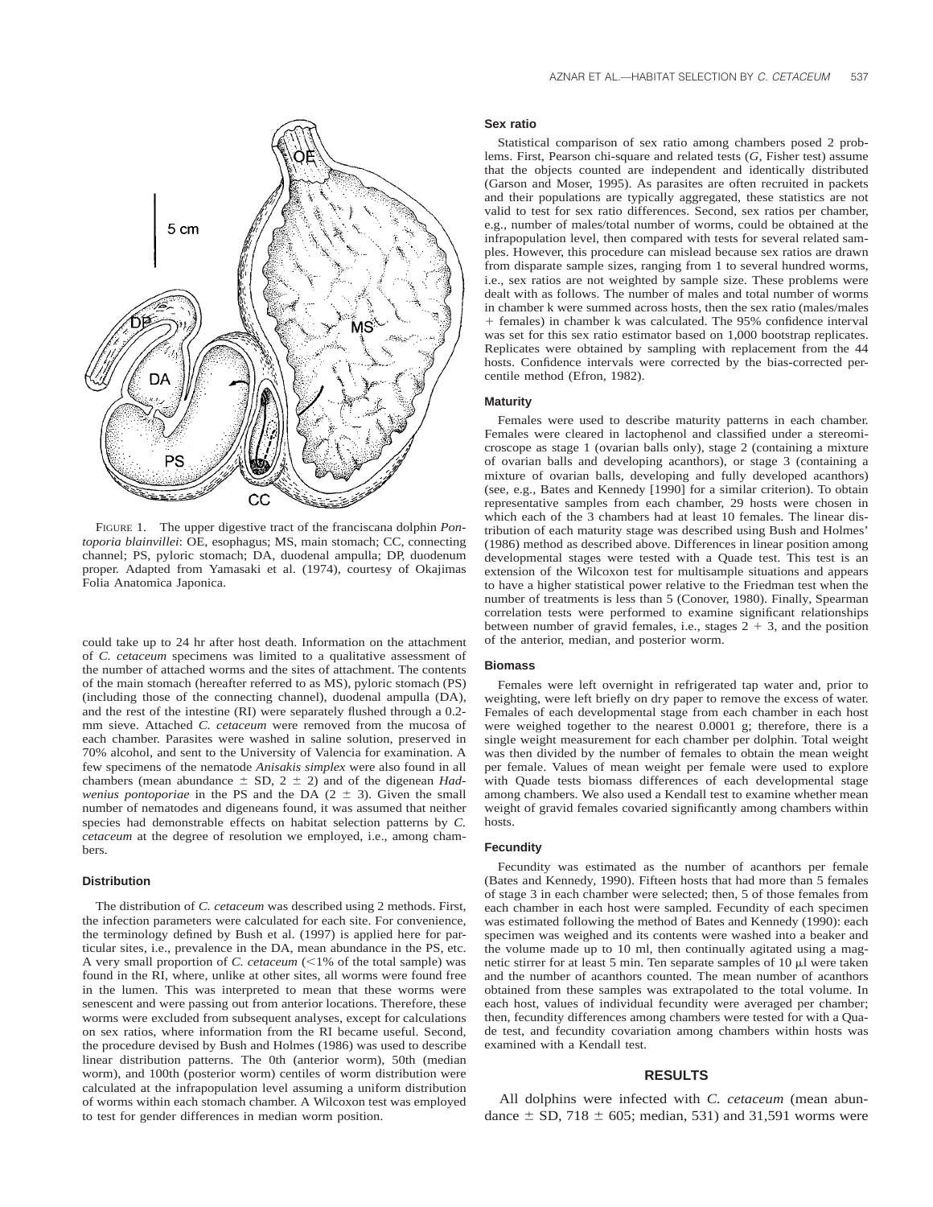FIGURE 1. The upper digestive tract of the franciscana dolphin *Pontoporia blainvillei*: OE, esophagus; MS, main stomach; CC, connecting channel; PS, pyloric stomach; DA, duodenal ampulla; DP, duodenum proper. Adapted from Yamasaki et al. (1974), courtesy of Okajimas Folia Anatomica Japonica.

could take up to 24 hr after host death. Information on the attachment of *C. cetaceum* specimens was limited to a qualitative assessment of the number of attached worms and the sites of attachment. The contents of the main stomach (hereafter referred to as MS), pyloric stomach (PS) (including those of the connecting channel), duodenal ampulla (DA), and the rest of the intestine (RI) were separately flushed through a 0.2-mm sieve. Attached *C. cetaceum* were removed from the mucosa of each chamber. Parasites were washed in saline solution, preserved in 70% alcohol, and sent to the University of Valencia for examination. A few specimens of the nematode *Anisakis simplex* were also found in all chambers (mean abundance ± SD, 2 ± 2) and of the digenean *Hadwenius pontoporiae* in the PS and the DA (2 ± 3). Given the small number of nematodes and digeneans found, it was assumed that neither species had demonstrable effects on habitat selection patterns by *C. cetaceum* at the degree of resolution we employed, i.e., among chambers.

### Distribution

The distribution of *C. cetaceum* was described using 2 methods. First, the infection parameters were calculated for each site. For convenience, the terminology defined by Bush et al. (1997) is applied here for particular sites, i.e., prevalence in the DA, mean abundance in the PS, etc. A very small proportion of *C. cetaceum* (<1% of the total sample) was found in the RI, where, unlike at other sites, all worms were found free in the lumen. This was interpreted to mean that these worms were senescent and were passing out from anterior locations. Therefore, these worms were excluded from subsequent analyses, except for calculations on sex ratios, where information from the RI became useful. Second, the procedure devised by Bush and Holmes (1986) was used to describe linear distribution patterns. The 0th (anterior worm), 50th (median worm), and 100th (posterior worm) centiles of worm distribution were calculated at the infrapopulation level assuming a uniform distribution of worms within each stomach chamber. A Wilcoxon test was employed to test for gender differences in median worm position.

### Sex ratio

Statistical comparison of sex ratio among chambers posed 2 problems. First, Pearson chi-square and related tests (*G*, Fisher test) assume that the objects counted are independent and identically distributed (Garson and Moser, 1995). As parasites are often recruited in packets and their populations are typically aggregated, these statistics are not valid to test for sex ratio differences. Second, sex ratios per chamber, e.g., number of males/total number of worms, could be obtained at the infrapopulation level, then compared with tests for several related samples. However, this procedure can mislead because sex ratios are drawn from disparate sample sizes, ranging from 1 to several hundred worms, i.e., sex ratios are not weighted by sample size. These problems were dealt with as follows. The number of males and total number of worms in chamber k were summed across hosts, then the sex ratio (males/males + females) in chamber k was calculated. The 95% confidence interval was set for this sex ratio estimator based on 1,000 bootstrap replicates. Replicates were obtained by sampling with replacement from the 44 hosts. Confidence intervals were corrected by the bias-corrected percentile method (Efron, 1982).

### Maturity

Females were used to describe maturity patterns in each chamber. Females were cleared in lactophenol and classified under a stereomicroscope as stage 1 (ovarian balls only), stage 2 (containing a mixture of ovarian balls and developing acanthors), or stage 3 (containing a mixture of ovarian balls, developing and fully developed acanthors) (see, e.g., Bates and Kennedy [1990] for a similar criterion). To obtain representative samples from each chamber, 29 hosts were chosen in which each of the 3 chambers had at least 10 females. The linear distribution of each maturity stage was described using Bush and Holmes' (1986) method as described above. Differences in linear position among developmental stages were tested with a Quade test. This test is an extension of the Wilcoxon test for multisample situations and appears to have a higher statistical power relative to the Friedman test when the number of treatments is less than 5 (Conover, 1980). Finally, Spearman correlation tests were performed to examine significant relationships between number of gravid females, i.e., stages 2 + 3, and the position of the anterior, median, and posterior worm.

### Biomass

Females were left overnight in refrigerated tap water and, prior to weighting, were left briefly on dry paper to remove the excess of water. Females of each developmental stage from each chamber in each host were weighed together to the nearest 0.0001 g; therefore, there is a single weight measurement for each chamber per dolphin. Total weight was then divided by the number of females to obtain the mean weight per female. Values of mean weight per female were used to explore with Quade tests biomass differences of each developmental stage among chambers. We also used a Kendall test to examine whether mean weight of gravid females covaried significantly among chambers within hosts.

### Fecundity

Fecundity was estimated as the number of acanthors per female (Bates and Kennedy, 1990). Fifteen hosts that had more than 5 females of stage 3 in each chamber were selected; then, 5 of those females from each chamber in each host were sampled. Fecundity of each specimen was estimated following the method of Bates and Kennedy (1990): each specimen was weighed and its contents were washed into a beaker and the volume made up to 10 ml, then continually agitated using a magnetic stirrer for at least 5 min. Ten separate samples of 10 μl were taken and the number of acanthors counted. The mean number of acanthors obtained from these samples was extrapolated to the total volume. In each host, values of individual fecundity were averaged per chamber; then, fecundity differences among chambers were tested for with a Quade test, and fecundity covariation among chambers within hosts was examined with a Kendall test.

## RESULTS

All dolphins were infected with *C. cetaceum* (mean abundance ± SD, 718 ± 605; median, 531) and 31,591 worms were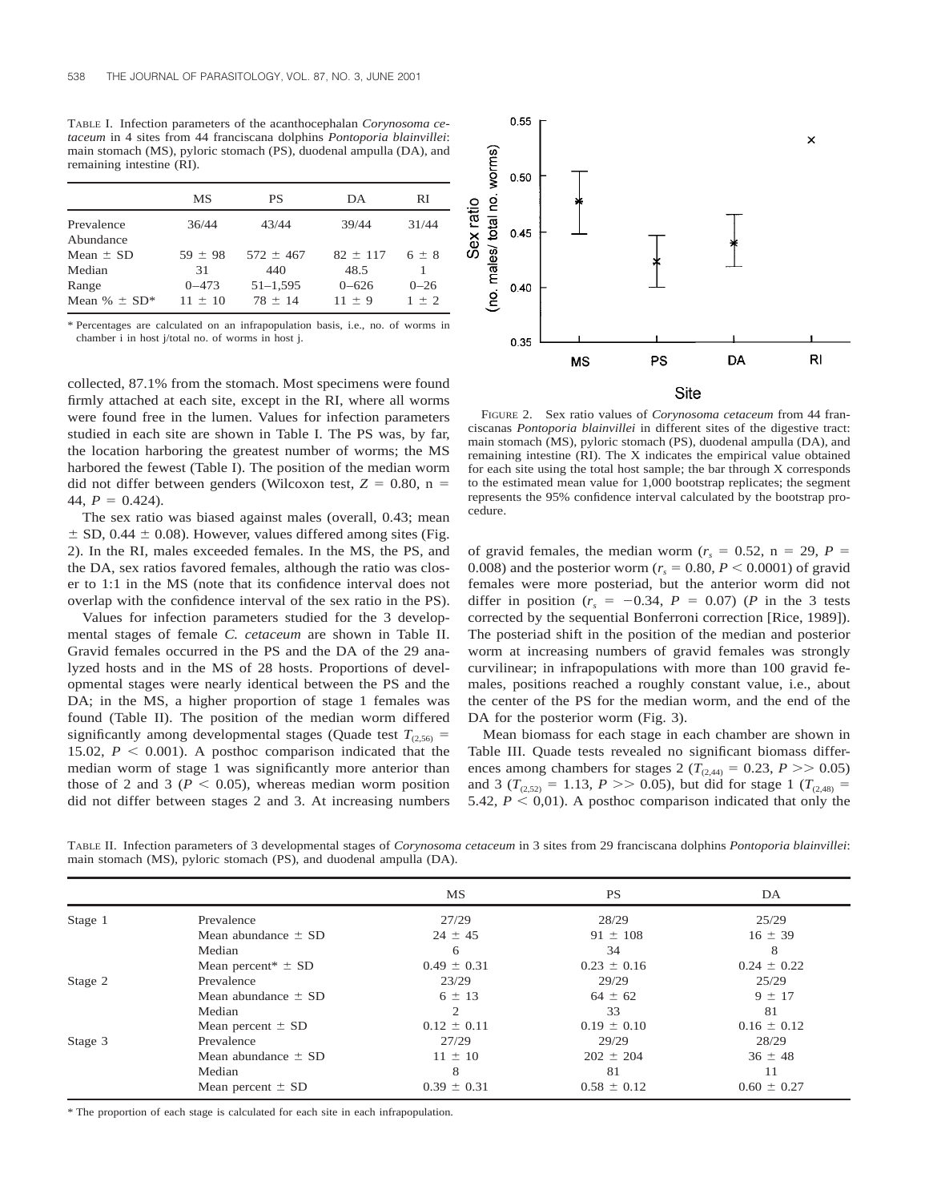TABLE I. Infection parameters of the acanthocephalan *Corynosoma cetaceum* in 4 sites from 44 franciscana dolphins *Pontoporia blainvillei*: main stomach (MS), pyloric stomach (PS), duodenal ampulla (DA), and remaining intestine (RI).

| | MS | PS | DA | RI |
|---|---|---|---|---|
| Prevalence | 36/44 | 43/44 | 39/44 | 31/44 |
| Abundance | | | | |
| Mean ± SD | 59 ± 98 | 572 ± 467 | 82 ± 117 | 6 ± 8 |
| Median | 31 | 440 | 48.5 | 1 |
| Range | 0–473 | 51–1,595 | 0–626 | 0–26 |
| Mean % ± SD* | 11 ± 10 | 78 ± 14 | 11 ± 9 | 1 ± 2 |

\* Percentages are calculated on an infrapopulation basis, i.e., no. of worms in chamber i in host j/total no. of worms in host j.

collected, 87.1% from the stomach. Most specimens were found firmly attached at each site, except in the RI, where all worms were found free in the lumen. Values for infection parameters studied in each site are shown in Table I. The PS was, by far, the location harboring the greatest number of worms; the MS harbored the fewest (Table I). The position of the median worm did not differ between genders (Wilcoxon test, $Z = 0.80$, n = 44, $P = 0.424$).

The sex ratio was biased against males (overall, 0.43; mean ± SD, 0.44 ± 0.08). However, values differed among sites (Fig. 2). In the RI, males exceeded females. In the MS, the PS, and the DA, sex ratios favored females, although the ratio was closer to 1:1 in the MS (note that its confidence interval does not overlap with the confidence interval of the sex ratio in the PS).

Values for infection parameters studied for the 3 developmental stages of female *C. cetaceum* are shown in Table II. Gravid females occurred in the PS and the DA of the 29 analyzed hosts and in the MS of 28 hosts. Proportions of developmental stages were nearly identical between the PS and the DA; in the MS, a higher proportion of stage 1 females was found (Table II). The position of the median worm differed significantly among developmental stages (Quade test $T_{(2,56)} = 15.02$, $P < 0.001$). A posthoc comparison indicated that the median worm of stage 1 was significantly more anterior than those of 2 and 3 ($P < 0.05$), whereas median worm position did not differ between stages 2 and 3. At increasing numbers

0.55
0.50
0.45
0.40
0.35
Sex ratio
(no. males/ total no. worms)
MS
PS
DA
RI
Site

FIGURE 2. Sex ratio values of *Corynosoma cetaceum* from 44 franciscanas *Pontoporia blainvillei* in different sites of the digestive tract: main stomach (MS), pyloric stomach (PS), duodenal ampulla (DA), and remaining intestine (RI). The X indicates the empirical value obtained for each site using the total host sample; the bar through X corresponds to the estimated mean value for 1,000 bootstrap replicates; the segment represents the 95% confidence interval calculated by the bootstrap procedure.

of gravid females, the median worm ($r_s = 0.52$, n = 29, $P = 0.008$) and the posterior worm ($r_s = 0.80$, $P < 0.0001$) of gravid females were more posteriad, but the anterior worm did not differ in position ($r_s = -0.34$, $P = 0.07$) ($P$ in the 3 tests corrected by the sequential Bonferroni correction [Rice, 1989]). The posteriad shift in the position of the median and posterior worm at increasing numbers of gravid females was strongly curvilinear; in infrapopulations with more than 100 gravid females, positions reached a roughly constant value, i.e., about the center of the PS for the median worm, and the end of the DA for the posterior worm (Fig. 3).

Mean biomass for each stage in each chamber are shown in Table III. Quade tests revealed no significant biomass differences among chambers for stages 2 ($T_{(2,44)} = 0.23$, $P >> 0.05$) and 3 ($T_{(2,52)} = 1.13$, $P >> 0.05$), but did for stage 1 ($T_{(2,48)} = 5.42$, $P < 0,01$). A posthoc comparison indicated that only the

TABLE II. Infection parameters of 3 developmental stages of *Corynosoma cetaceum* in 3 sites from 29 franciscana dolphins *Pontoporia blainvillei*: main stomach (MS), pyloric stomach (PS), and duodenal ampulla (DA).

| | | MS | PS | DA |
|---|---|---|---|---|
| Stage 1 | Prevalence | 27/29 | 28/29 | 25/29 |
| | Mean abundance ± SD | 24 ± 45 | 91 ± 108 | 16 ± 39 |
| | Median | 6 | 34 | 8 |
| | Mean percent* ± SD | 0.49 ± 0.31 | 0.23 ± 0.16 | 0.24 ± 0.22 |
| Stage 2 | Prevalence | 23/29 | 29/29 | 25/29 |
| | Mean abundance ± SD | 6 ± 13 | 64 ± 62 | 9 ± 17 |
| | Median | 2 | 33 | 81 |
| | Mean percent ± SD | 0.12 ± 0.11 | 0.19 ± 0.10 | 0.16 ± 0.12 |
| Stage 3 | Prevalence | 27/29 | 29/29 | 28/29 |
| | Mean abundance ± SD | 11 ± 10 | 202 ± 204 | 36 ± 48 |
| | Median | 8 | 81 | 11 |
| | Mean percent ± SD | 0.39 ± 0.31 | 0.58 ± 0.12 | 0.60 ± 0.27 |

\* The proportion of each stage is calculated for each site in each infrapopulation.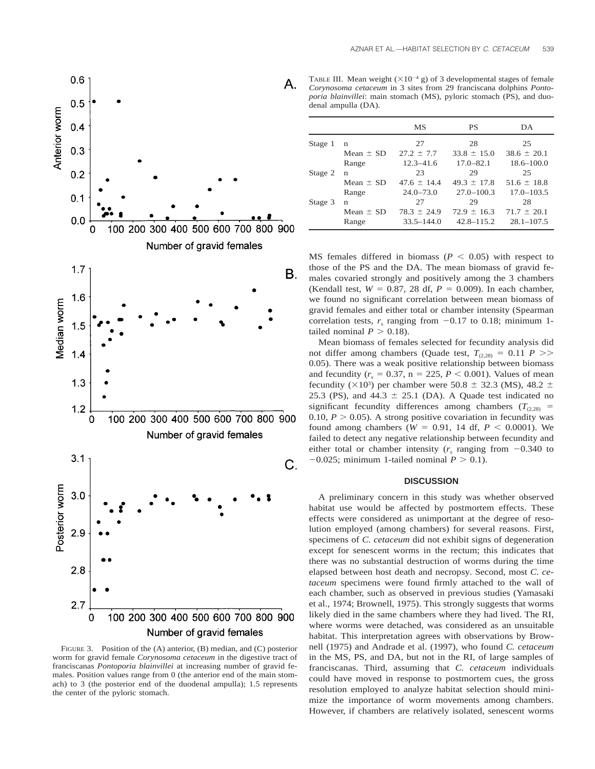A.

0.6
0.5
0.4
0.3
0.2
0.1
0.0

Anterior worm

0 100 200 300 400 500 600 700 800 900

Number of gravid females

B.

1.7
1.6
1.5
1.4
1.3
1.2

Median worm

0 100 200 300 400 500 600 700 800 900

Number of gravid females

C.

3.1
3.0
2.9
2.8
2.7

Posterior worm

0 100 200 300 400 500 600 700 800 900

Number of gravid females

FIGURE 3. Position of the (A) anterior, (B) median, and (C) posterior worm for gravid female *Corynosoma cetaceum* in the digestive tract of franciscanas *Pontoporia blainvillei* at increasing number of gravid females. Position values range from 0 (the anterior end of the main stomach) to 3 (the posterior end of the duodenal ampulla); 1.5 represents the center of the pyloric stomach.

TABLE III. Mean weight ($\times 10^{-4}$ g) of 3 developmental stages of female *Corynosoma cetaceum* in 3 sites from 29 franciscana dolphins *Pontoporia blainvillei*: main stomach (MS), pyloric stomach (PS), and duodenal ampulla (DA).

| | | MS | PS | DA |
|---|---|---|---|---|
| Stage 1 | n | 27 | 28 | 25 |
| | Mean ± SD | 27.2 ± 7.7 | 33.8 ± 15.0 | 38.6 ± 20.1 |
| | Range | 12.3–41.6 | 17.0–82.1 | 18.6–100.0 |
| Stage 2 | n | 23 | 29 | 25 |
| | Mean ± SD | 47.6 ± 14.4 | 49.3 ± 17.8 | 51.6 ± 18.8 |
| | Range | 24.0–73.0 | 27.0–100.3 | 17.0–103.5 |
| Stage 3 | n | 27 | 29 | 28 |
| | Mean ± SD | 78.3 ± 24.9 | 72.9 ± 16.3 | 71.7 ± 20.1 |
| | Range | 33.5–144.0 | 42.8–115.2 | 28.1–107.5 |

MS females differed in biomass ($P < 0.05$) with respect to those of the PS and the DA. The mean biomass of gravid females covaried strongly and positively among the 3 chambers (Kendall test, $W = 0.87$, 28 df, $P = 0.009$). In each chamber, we found no significant correlation between mean biomass of gravid females and either total or chamber intensity (Spearman correlation tests, $r_s$ ranging from $-0.17$ to 0.18; minimum 1-tailed nominal $P > 0.18$).

Mean biomass of females selected for fecundity analysis did not differ among chambers (Quade test, $T_{(2,28)} = 0.11$ $P >> 0.05$). There was a weak positive relationship between biomass and fecundity ($r_s = 0.37$, n = 225, $P < 0.001$). Values of mean fecundity ($\times 10^3$) per chamber were 50.8 ± 32.3 (MS), 48.2 ± 25.3 (PS), and 44.3 ± 25.1 (DA). A Quade test indicated no significant fecundity differences among chambers ($T_{(2,28)} = 0.10$, $P > 0.05$). A strong positive covariation in fecundity was found among chambers ($W = 0.91$, 14 df, $P < 0.0001$). We failed to detect any negative relationship between fecundity and either total or chamber intensity ($r_s$ ranging from $-0.340$ to $-0.025$; minimum 1-tailed nominal $P > 0.1$).

## DISCUSSION

A preliminary concern in this study was whether observed habitat use would be affected by postmortem effects. These effects were considered as unimportant at the degree of resolution employed (among chambers) for several reasons. First, specimens of *C. cetaceum* did not exhibit signs of degeneration except for senescent worms in the rectum; this indicates that there was no substantial destruction of worms during the time elapsed between host death and necropsy. Second, most *C. cetaceum* specimens were found firmly attached to the wall of each chamber, such as observed in previous studies (Yamasaki et al., 1974; Brownell, 1975). This strongly suggests that worms likely died in the same chambers where they had lived. The RI, where worms were detached, was considered as an unsuitable habitat. This interpretation agrees with observations by Brownell (1975) and Andrade et al. (1997), who found *C. cetaceum* in the MS, PS, and DA, but not in the RI, of large samples of franciscanas. Third, assuming that *C. cetaceum* individuals could have moved in response to postmortem cues, the gross resolution employed to analyze habitat selection should minimize the importance of worm movements among chambers. However, if chambers are relatively isolated, senescent worms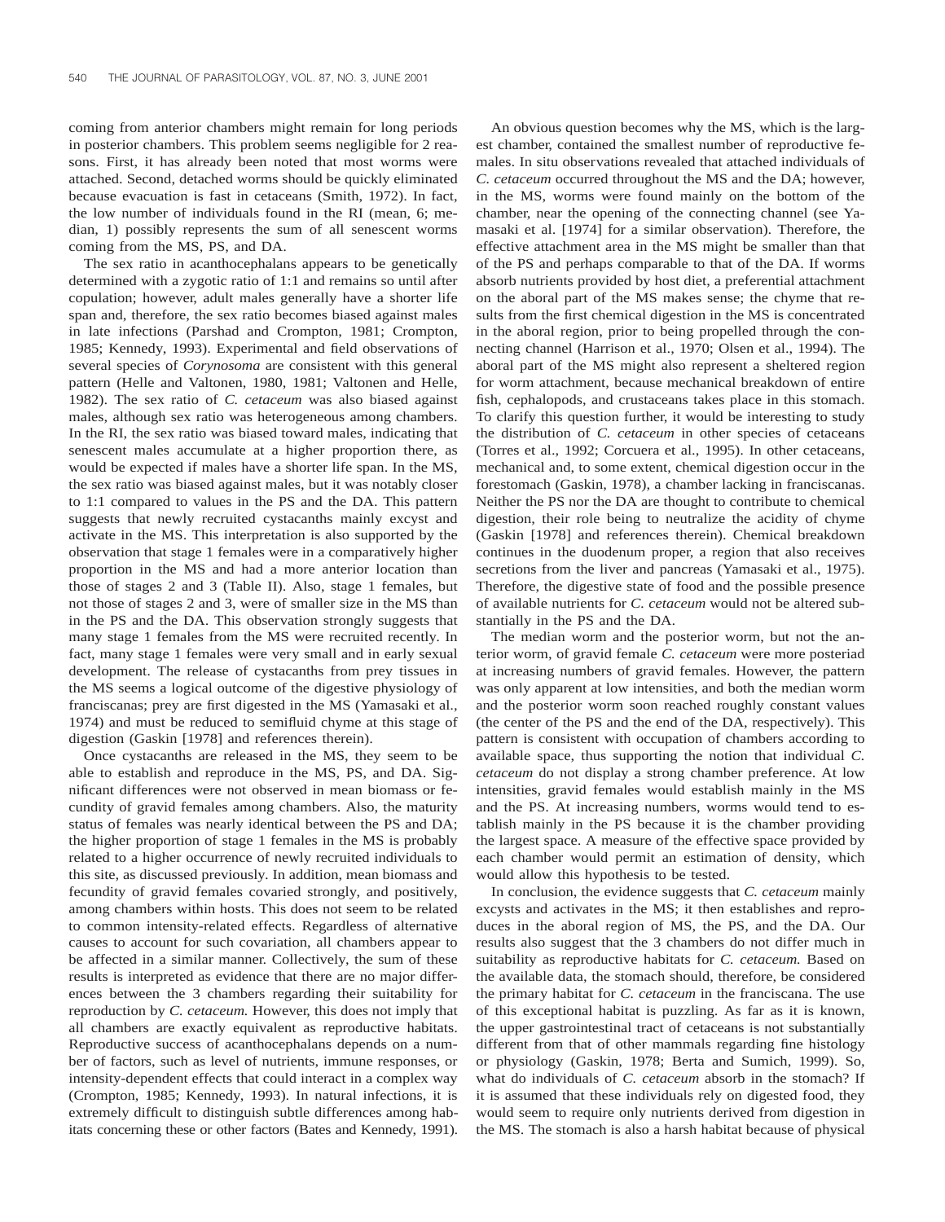coming from anterior chambers might remain for long periods in posterior chambers. This problem seems negligible for 2 reasons. First, it has already been noted that most worms were attached. Second, detached worms should be quickly eliminated because evacuation is fast in cetaceans (Smith, 1972). In fact, the low number of individuals found in the RI (mean, 6; median, 1) possibly represents the sum of all senescent worms coming from the MS, PS, and DA.

The sex ratio in acanthocephalans appears to be genetically determined with a zygotic ratio of 1:1 and remains so until after copulation; however, adult males generally have a shorter life span and, therefore, the sex ratio becomes biased against males in late infections (Parshad and Crompton, 1981; Crompton, 1985; Kennedy, 1993). Experimental and field observations of several species of *Corynosoma* are consistent with this general pattern (Helle and Valtonen, 1980, 1981; Valtonen and Helle, 1982). The sex ratio of *C. cetaceum* was also biased against males, although sex ratio was heterogeneous among chambers. In the RI, the sex ratio was biased toward males, indicating that senescent males accumulate at a higher proportion there, as would be expected if males have a shorter life span. In the MS, the sex ratio was biased against males, but it was notably closer to 1:1 compared to values in the PS and the DA. This pattern suggests that newly recruited cystacanths mainly excyst and activate in the MS. This interpretation is also supported by the observation that stage 1 females were in a comparatively higher proportion in the MS and had a more anterior location than those of stages 2 and 3 (Table II). Also, stage 1 females, but not those of stages 2 and 3, were of smaller size in the MS than in the PS and the DA. This observation strongly suggests that many stage 1 females from the MS were recruited recently. In fact, many stage 1 females were very small and in early sexual development. The release of cystacanths from prey tissues in the MS seems a logical outcome of the digestive physiology of franciscanas; prey are first digested in the MS (Yamasaki et al., 1974) and must be reduced to semifluid chyme at this stage of digestion (Gaskin [1978] and references therein).

Once cystacanths are released in the MS, they seem to be able to establish and reproduce in the MS, PS, and DA. Significant differences were not observed in mean biomass or fecundity of gravid females among chambers. Also, the maturity status of females was nearly identical between the PS and DA; the higher proportion of stage 1 females in the MS is probably related to a higher occurrence of newly recruited individuals to this site, as discussed previously. In addition, mean biomass and fecundity of gravid females covaried strongly, and positively, among chambers within hosts. This does not seem to be related to common intensity-related effects. Regardless of alternative causes to account for such covariation, all chambers appear to be affected in a similar manner. Collectively, the sum of these results is interpreted as evidence that there are no major differences between the 3 chambers regarding their suitability for reproduction by *C. cetaceum.* However, this does not imply that all chambers are exactly equivalent as reproductive habitats. Reproductive success of acanthocephalans depends on a number of factors, such as level of nutrients, immune responses, or intensity-dependent effects that could interact in a complex way (Crompton, 1985; Kennedy, 1993). In natural infections, it is extremely difficult to distinguish subtle differences among habitats concerning these or other factors (Bates and Kennedy, 1991).

An obvious question becomes why the MS, which is the largest chamber, contained the smallest number of reproductive females. In situ observations revealed that attached individuals of *C. cetaceum* occurred throughout the MS and the DA; however, in the MS, worms were found mainly on the bottom of the chamber, near the opening of the connecting channel (see Yamasaki et al. [1974] for a similar observation). Therefore, the effective attachment area in the MS might be smaller than that of the PS and perhaps comparable to that of the DA. If worms absorb nutrients provided by host diet, a preferential attachment on the aboral part of the MS makes sense; the chyme that results from the first chemical digestion in the MS is concentrated in the aboral region, prior to being propelled through the connecting channel (Harrison et al., 1970; Olsen et al., 1994). The aboral part of the MS might also represent a sheltered region for worm attachment, because mechanical breakdown of entire fish, cephalopods, and crustaceans takes place in this stomach. To clarify this question further, it would be interesting to study the distribution of *C. cetaceum* in other species of cetaceans (Torres et al., 1992; Corcuera et al., 1995). In other cetaceans, mechanical and, to some extent, chemical digestion occur in the forestomach (Gaskin, 1978), a chamber lacking in franciscanas. Neither the PS nor the DA are thought to contribute to chemical digestion, their role being to neutralize the acidity of chyme (Gaskin [1978] and references therein). Chemical breakdown continues in the duodenum proper, a region that also receives secretions from the liver and pancreas (Yamasaki et al., 1975). Therefore, the digestive state of food and the possible presence of available nutrients for *C. cetaceum* would not be altered substantially in the PS and the DA.

The median worm and the posterior worm, but not the anterior worm, of gravid female *C. cetaceum* were more posteriad at increasing numbers of gravid females. However, the pattern was only apparent at low intensities, and both the median worm and the posterior worm soon reached roughly constant values (the center of the PS and the end of the DA, respectively). This pattern is consistent with occupation of chambers according to available space, thus supporting the notion that individual *C. cetaceum* do not display a strong chamber preference. At low intensities, gravid females would establish mainly in the MS and the PS. At increasing numbers, worms would tend to establish mainly in the PS because it is the chamber providing the largest space. A measure of the effective space provided by each chamber would permit an estimation of density, which would allow this hypothesis to be tested.

In conclusion, the evidence suggests that *C. cetaceum* mainly excysts and activates in the MS; it then establishes and reproduces in the aboral region of MS, the PS, and the DA. Our results also suggest that the 3 chambers do not differ much in suitability as reproductive habitats for *C. cetaceum.* Based on the available data, the stomach should, therefore, be considered the primary habitat for *C. cetaceum* in the franciscana. The use of this exceptional habitat is puzzling. As far as it is known, the upper gastrointestinal tract of cetaceans is not substantially different from that of other mammals regarding fine histology or physiology (Gaskin, 1978; Berta and Sumich, 1999). So, what do individuals of *C. cetaceum* absorb in the stomach? If it is assumed that these individuals rely on digested food, they would seem to require only nutrients derived from digestion in the MS. The stomach is also a harsh habitat because of physical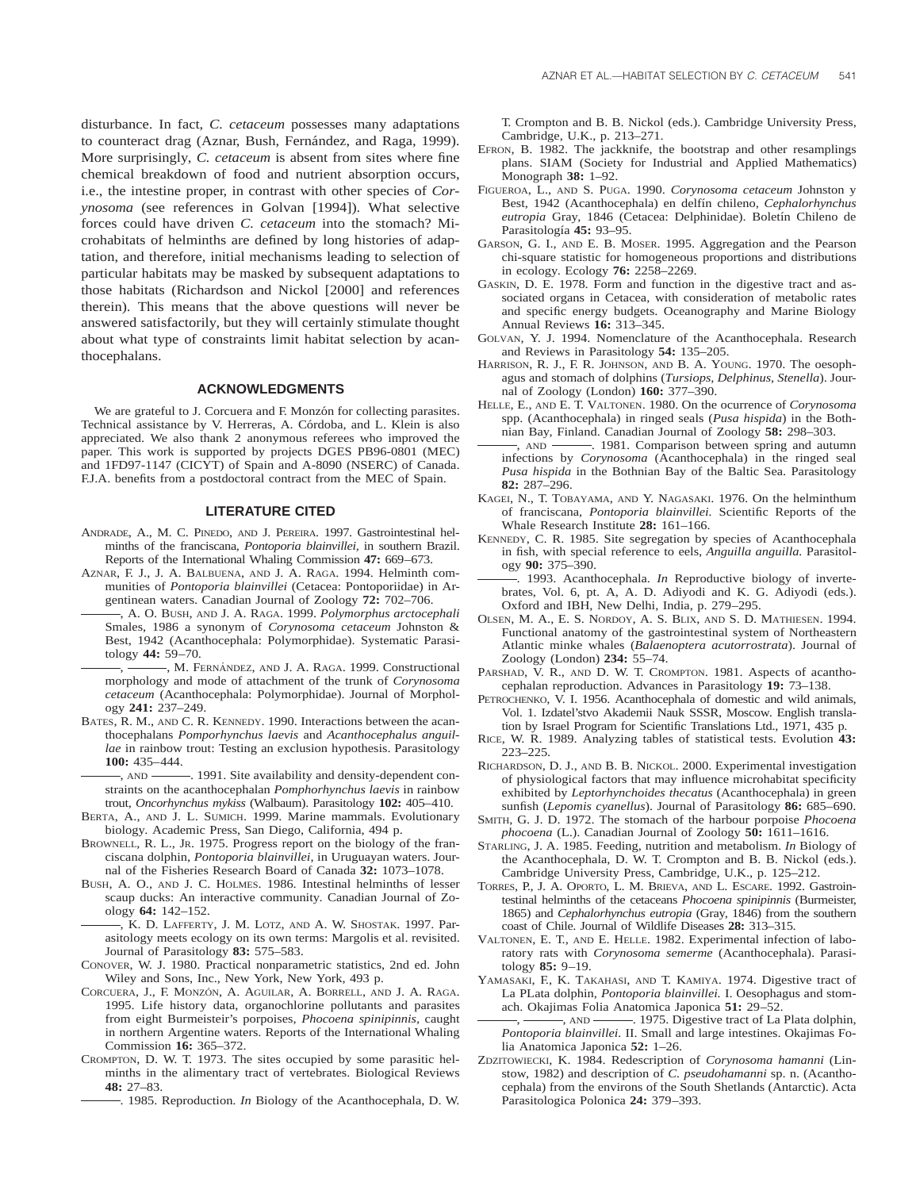disturbance. In fact, *C. cetaceum* possesses many adaptations to counteract drag (Aznar, Bush, Fernández, and Raga, 1999). More surprisingly, *C. cetaceum* is absent from sites where fine chemical breakdown of food and nutrient absorption occurs, i.e., the intestine proper, in contrast with other species of *Corynosoma* (see references in Golvan [1994]). What selective forces could have driven *C. cetaceum* into the stomach? Microhabitats of helminths are defined by long histories of adaptation, and therefore, initial mechanisms leading to selection of particular habitats may be masked by subsequent adaptations to those habitats (Richardson and Nickol [2000] and references therein). This means that the above questions will never be answered satisfactorily, but they will certainly stimulate thought about what type of constraints limit habitat selection by acanthocephalans.

## ACKNOWLEDGMENTS

We are grateful to J. Corcuera and F. Monzón for collecting parasites. Technical assistance by V. Herreras, A. Córdoba, and L. Klein is also appreciated. We also thank 2 anonymous referees who improved the paper. This work is supported by projects DGES PB96-0801 (MEC) and 1FD97-1147 (CICYT) of Spain and A-8090 (NSERC) of Canada. F.J.A. benefits from a postdoctoral contract from the MEC of Spain.

## LITERATURE CITED

ANDRADE, A., M. C. PINEDO, AND J. PEREIRA. 1997. Gastrointestinal helminths of the franciscana, *Pontoporia blainvillei*, in southern Brazil. Reports of the International Whaling Commission **47:** 669–673.

AZNAR, F. J., J. A. BALBUENA, AND J. A. RAGA. 1994. Helminth communities of *Pontoporia blainvillei* (Cetacea: Pontoporiidae) in Argentinean waters. Canadian Journal of Zoology **72:** 702–706.

———, A. O. BUSH, AND J. A. RAGA. 1999. *Polymorphus arctocephali* Smales, 1986 a synonym of *Corynosoma cetaceum* Johnston & Best, 1942 (Acanthocephala: Polymorphidae). Systematic Parasitology **44:** 59–70.

———, ———, M. FERNÁNDEZ, AND J. A. RAGA. 1999. Constructional morphology and mode of attachment of the trunk of *Corynosoma cetaceum* (Acanthocephala: Polymorphidae). Journal of Morphology **241:** 237–249.

BATES, R. M., AND C. R. KENNEDY. 1990. Interactions between the acanthocephalans *Pomporhynchus laevis* and *Acanthocephalus anguillae* in rainbow trout: Testing an exclusion hypothesis. Parasitology **100:** 435–444.

———, AND ———. 1991. Site availability and density-dependent constraints on the acanthocephalan *Pomphorhynchus laevis* in rainbow trout, *Oncorhynchus mykiss* (Walbaum). Parasitology **102:** 405–410.

BERTA, A., AND J. L. SUMICH. 1999. Marine mammals. Evolutionary biology. Academic Press, San Diego, California, 494 p.

BROWNELL, R. L., JR. 1975. Progress report on the biology of the franciscana dolphin, *Pontoporia blainvillei*, in Uruguayan waters. Journal of the Fisheries Research Board of Canada **32:** 1073–1078.

BUSH, A. O., AND J. C. HOLMES. 1986. Intestinal helminths of lesser scaup ducks: An interactive community. Canadian Journal of Zoology **64:** 142–152.

———, K. D. LAFFERTY, J. M. LOTZ, AND A. W. SHOSTAK. 1997. Parasitology meets ecology on its own terms: Margolis et al. revisited. Journal of Parasitology **83:** 575–583.

CONOVER, W. J. 1980. Practical nonparametric statistics, 2nd ed. John Wiley and Sons, Inc., New York, New York, 493 p.

CORCUERA, J., F. MONZÓN, A. AGUILAR, A. BORRELL, AND J. A. RAGA. 1995. Life history data, organochlorine pollutants and parasites from eight Burmeisteir's porpoises, *Phocoena spinipinnis*, caught in northern Argentine waters. Reports of the International Whaling Commission **16:** 365–372.

CROMPTON, D. W. T. 1973. The sites occupied by some parasitic helminths in the alimentary tract of vertebrates. Biological Reviews **48:** 27–83.

———. 1985. Reproduction. *In* Biology of the Acanthocephala, D. W. T. Crompton and B. B. Nickol (eds.). Cambridge University Press, Cambridge, U.K., p. 213–271.

EFRON, B. 1982. The jackknife, the bootstrap and other resamplings plans. SIAM (Society for Industrial and Applied Mathematics) Monograph **38:** 1–92.

FIGUEROA, L., AND S. PUGA. 1990. *Corynosoma cetaceum* Johnston y Best, 1942 (Acanthocephala) en delfín chileno, *Cephalorhynchus eutropia* Gray, 1846 (Cetacea: Delphinidae). Boletín Chileno de Parasitología **45:** 93–95.

GARSON, G. I., AND E. B. MOSER. 1995. Aggregation and the Pearson chi-square statistic for homogeneous proportions and distributions in ecology. Ecology **76:** 2258–2269.

GASKIN, D. E. 1978. Form and function in the digestive tract and associated organs in Cetacea, with consideration of metabolic rates and specific energy budgets. Oceanography and Marine Biology Annual Reviews **16:** 313–345.

GOLVAN, Y. J. 1994. Nomenclature of the Acanthocephala. Research and Reviews in Parasitology **54:** 135–205.

HARRISON, R. J., F. R. JOHNSON, AND B. A. YOUNG. 1970. The oesophagus and stomach of dolphins (*Tursiops, Delphinus, Stenella*). Journal of Zoology (London) **160:** 377–390.

HELLE, E., AND E. T. VALTONEN. 1980. On the ocurrence of *Corynosoma* spp. (Acanthocephala) in ringed seals (*Pusa hispida*) in the Bothnian Bay, Finland. Canadian Journal of Zoology **58:** 298–303.

———, AND ———. 1981. Comparison between spring and autumn infections by *Corynosoma* (Acanthocephala) in the ringed seal *Pusa hispida* in the Bothnian Bay of the Baltic Sea. Parasitology **82:** 287–296.

KAGEI, N., T. TOBAYAMA, AND Y. NAGASAKI. 1976. On the helminthum of franciscana, *Pontoporia blainvillei*. Scientific Reports of the Whale Research Institute **28:** 161–166.

KENNEDY, C. R. 1985. Site segregation by species of Acanthocephala in fish, with special reference to eels, *Anguilla anguilla*. Parasitology **90:** 375–390.

———. 1993. Acanthocephala. *In* Reproductive biology of invertebrates, Vol. 6, pt. A, A. D. Adiyodi and K. G. Adiyodi (eds.). Oxford and IBH, New Delhi, India, p. 279–295.

OLSEN, M. A., E. S. NORDOY, A. S. BLIX, AND S. D. MATHIESEN. 1994. Functional anatomy of the gastrointestinal system of Northeastern Atlantic minke whales (*Balaenoptera acutorrostrata*). Journal of Zoology (London) **234:** 55–74.

PARSHAD, V. R., AND D. W. T. CROMPTON. 1981. Aspects of acanthocephalan reproduction. Advances in Parasitology **19:** 73–138.

PETROCHENKO, V. I. 1956. Acanthocephala of domestic and wild animals, Vol. 1. Izdatel'stvo Akademii Nauk SSSR, Moscow. English translation by Israel Program for Scientific Translations Ltd., 1971, 435 p.

RICE, W. R. 1989. Analyzing tables of statistical tests. Evolution **43:** 223–225.

RICHARDSON, D. J., AND B. B. NICKOL. 2000. Experimental investigation of physiological factors that may influence microhabitat specificity exhibited by *Leptorhynchoides thecatus* (Acanthocephala) in green sunfish (*Lepomis cyanellus*). Journal of Parasitology **86:** 685–690.

SMITH, G. J. D. 1972. The stomach of the harbour porpoise *Phocoena phocoena* (L.). Canadian Journal of Zoology **50:** 1611–1616.

STARLING, J. A. 1985. Feeding, nutrition and metabolism. *In* Biology of the Acanthocephala, D. W. T. Crompton and B. B. Nickol (eds.). Cambridge University Press, Cambridge, U.K., p. 125–212.

TORRES, P., J. A. OPORTO, L. M. BRIEVA, AND L. ESCARE. 1992. Gastrointestinal helminths of the cetaceans *Phocoena spinipinnis* (Burmeister, 1865) and *Cephalorhynchus eutropia* (Gray, 1846) from the southern coast of Chile. Journal of Wildlife Diseases **28:** 313–315.

VALTONEN, E. T., AND E. HELLE. 1982. Experimental infection of laboratory rats with *Corynosoma semerme* (Acanthocephala). Parasitology **85:** 9–19.

YAMASAKI, F., K. TAKAHASI, AND T. KAMIYA. 1974. Digestive tract of La PLata dolphin, *Pontoporia blainvillei*. I. Oesophagus and stomach. Okajimas Folia Anatomica Japonica **51:** 29–52.

———, ———, AND ———. 1975. Digestive tract of La Plata dolphin, *Pontoporia blainvillei*. II. Small and large intestines. Okajimas Folia Anatomica Japonica **52:** 1–26.

ZDZITOWIECKI, K. 1984. Redescription of *Corynosoma hamanni* (Linstow, 1982) and description of *C. pseudohamanni* sp. n. (Acanthocephala) from the environs of the South Shetlands (Antarctic). Acta Parasitologica Polonica **24:** 379–393.